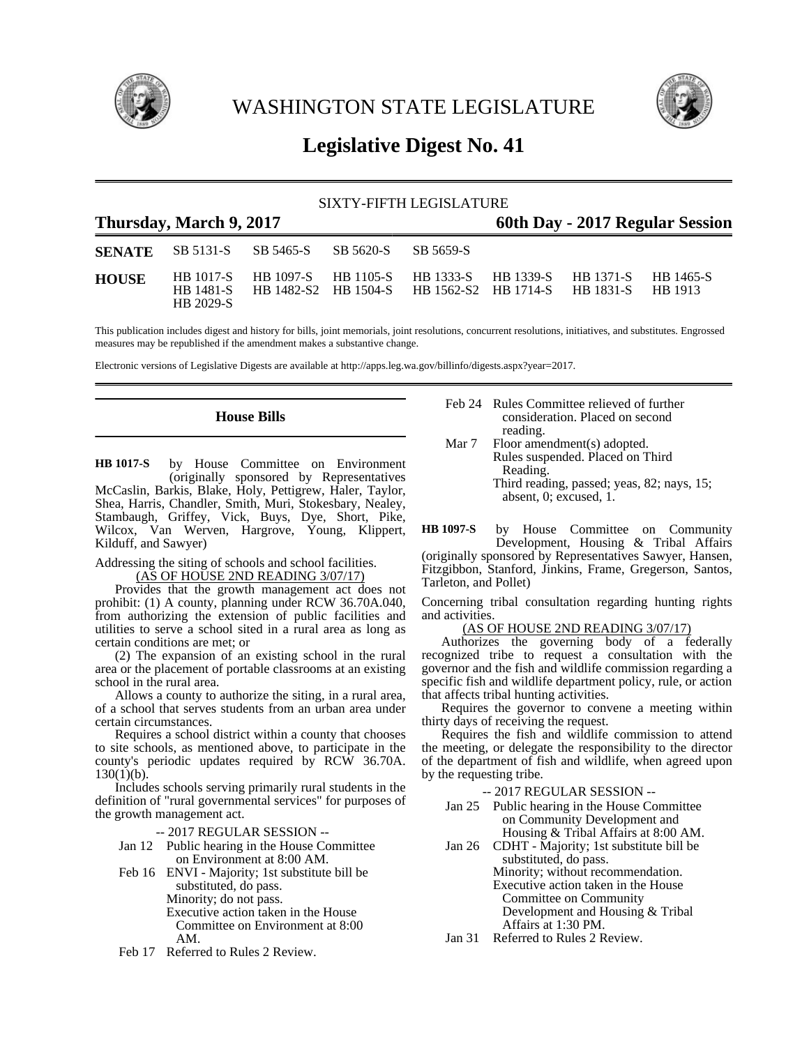# WASHINGTON STATE LEGISLATURE

## Legislative Digest No. 41

SIXTY-FIFTH LEGISLATURE

**Thursday, March 9, 2017** **60th Day - 2017 Regular Session**

| | | | | | | | |
|---|---|---|---|---|---|---|---|
| **SENATE** | SB 5131-S | SB 5465-S | SB 5620-S | SB 5659-S | | | |
| **HOUSE** | HB 1017-S | HB 1097-S | HB 1105-S | HB 1333-S | HB 1339-S | HB 1371-S | HB 1465-S |
| | HB 1481-S | HB 1482-S2 | HB 1504-S | HB 1562-S2 | HB 1714-S | HB 1831-S | HB 1913 |
| | HB 2029-S | | | | | | |

This publication includes digest and history for bills, joint memorials, joint resolutions, concurrent resolutions, initiatives, and substitutes. Engrossed measures may be republished if the amendment makes a substantive change.

Electronic versions of Legislative Digests are available at http://apps.leg.wa.gov/billinfo/digests.aspx?year=2017.

## House Bills

**HB 1017-S** by House Committee on Environment (originally sponsored by Representatives McCaslin, Barkis, Blake, Holy, Pettigrew, Haler, Taylor, Shea, Harris, Chandler, Smith, Muri, Stokesbary, Nealey, Stambaugh, Griffey, Vick, Buys, Dye, Short, Pike, Wilcox, Van Werven, Hargrove, Young, Klippert, Kilduff, and Sawyer)

Addressing the siting of schools and school facilities.

(AS OF HOUSE 2ND READING 3/07/17)

Provides that the growth management act does not prohibit: (1) A county, planning under RCW 36.70A.040, from authorizing the extension of public facilities and utilities to serve a school sited in a rural area as long as certain conditions are met; or

(2) The expansion of an existing school in the rural area or the placement of portable classrooms at an existing school in the rural area.

Allows a county to authorize the siting, in a rural area, of a school that serves students from an urban area under certain circumstances.

Requires a school district within a county that chooses to site schools, as mentioned above, to participate in the county's periodic updates required by RCW 36.70A.130(1)(b).

Includes schools serving primarily rural students in the definition of "rural governmental services" for purposes of the growth management act.

-- 2017 REGULAR SESSION --

- Jan 12 Public hearing in the House Committee on Environment at 8:00 AM.
- Feb 16 ENVI - Majority; 1st substitute bill be substituted, do pass.
  Minority; do not pass.
  Executive action taken in the House Committee on Environment at 8:00 AM.
- Feb 17 Referred to Rules 2 Review.
- Feb 24 Rules Committee relieved of further consideration. Placed on second reading.
- Mar 7 Floor amendment(s) adopted.
  Rules suspended. Placed on Third Reading.
  Third reading, passed; yeas, 82; nays, 15; absent, 0; excused, 1.

**HB 1097-S** by House Committee on Community Development, Housing & Tribal Affairs (originally sponsored by Representatives Sawyer, Hansen, Fitzgibbon, Stanford, Jinkins, Frame, Gregerson, Santos, Tarleton, and Pollet)

Concerning tribal consultation regarding hunting rights and activities.

(AS OF HOUSE 2ND READING 3/07/17)

Authorizes the governing body of a federally recognized tribe to request a consultation with the governor and the fish and wildlife commission regarding a specific fish and wildlife department policy, rule, or action that affects tribal hunting activities.

Requires the governor to convene a meeting within thirty days of receiving the request.

Requires the fish and wildlife commission to attend the meeting, or delegate the responsibility to the director of the department of fish and wildlife, when agreed upon by the requesting tribe.

-- 2017 REGULAR SESSION --

- Jan 25 Public hearing in the House Committee on Community Development and Housing & Tribal Affairs at 8:00 AM.
- Jan 26 CDHT - Majority; 1st substitute bill be substituted, do pass.
  Minority; without recommendation.
  Executive action taken in the House Committee on Community Development and Housing & Tribal Affairs at 1:30 PM.
- Jan 31 Referred to Rules 2 Review.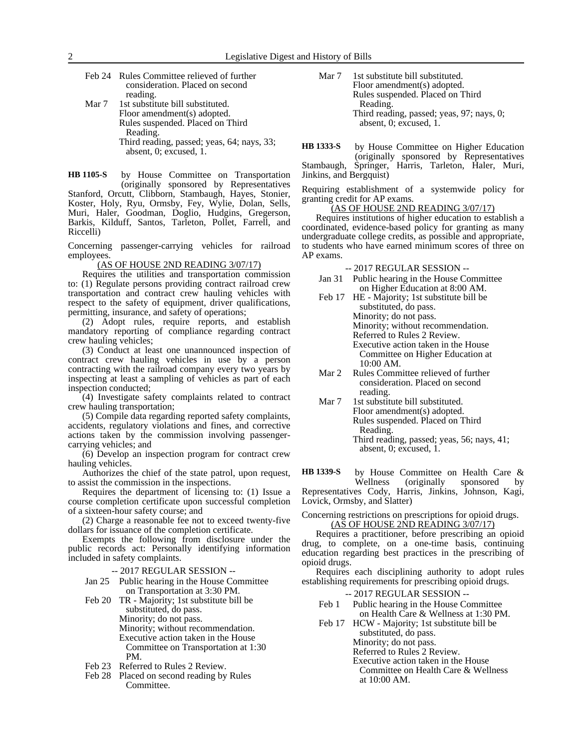Feb 24 Rules Committee relieved of further consideration. Placed on second reading.

Mar 7 1st substitute bill substituted.
Floor amendment(s) adopted.
Rules suspended. Placed on Third Reading.
Third reading, passed; yeas, 64; nays, 33; absent, 0; excused, 1.

**HB 1105-S** by House Committee on Transportation (originally sponsored by Representatives Stanford, Orcutt, Clibborn, Stambaugh, Hayes, Stonier, Koster, Holy, Ryu, Ormsby, Fey, Wylie, Dolan, Sells, Muri, Haler, Goodman, Doglio, Hudgins, Gregerson, Barkis, Kilduff, Santos, Tarleton, Pollet, Farrell, and Riccelli)

Concerning passenger-carrying vehicles for railroad employees.

(AS OF HOUSE 2ND READING 3/07/17)

Requires the utilities and transportation commission to: (1) Regulate persons providing contract railroad crew transportation and contract crew hauling vehicles with respect to the safety of equipment, driver qualifications, permitting, insurance, and safety of operations;

(2) Adopt rules, require reports, and establish mandatory reporting of compliance regarding contract crew hauling vehicles;

(3) Conduct at least one unannounced inspection of contract crew hauling vehicles in use by a person contracting with the railroad company every two years by inspecting at least a sampling of vehicles as part of each inspection conducted;

(4) Investigate safety complaints related to contract crew hauling transportation;

(5) Compile data regarding reported safety complaints, accidents, regulatory violations and fines, and corrective actions taken by the commission involving passenger-carrying vehicles; and

(6) Develop an inspection program for contract crew hauling vehicles.

Authorizes the chief of the state patrol, upon request, to assist the commission in the inspections.

Requires the department of licensing to: (1) Issue a course completion certificate upon successful completion of a sixteen-hour safety course; and

(2) Charge a reasonable fee not to exceed twenty-five dollars for issuance of the completion certificate.

Exempts the following from disclosure under the public records act: Personally identifying information included in safety complaints.

-- 2017 REGULAR SESSION --

Jan 25 Public hearing in the House Committee on Transportation at 3:30 PM.

Feb 20 TR - Majority; 1st substitute bill be substituted, do pass.
Minority; do not pass.
Minority; without recommendation.
Executive action taken in the House Committee on Transportation at 1:30 PM.

Feb 23 Referred to Rules 2 Review.

Feb 28 Placed on second reading by Rules Committee.

Mar 7 1st substitute bill substituted.
Floor amendment(s) adopted.
Rules suspended. Placed on Third Reading.
Third reading, passed; yeas, 97; nays, 0; absent, 0; excused, 1.

**HB 1333-S** by House Committee on Higher Education (originally sponsored by Representatives Stambaugh, Springer, Harris, Tarleton, Haler, Muri, Jinkins, and Bergquist)

Requiring establishment of a systemwide policy for granting credit for AP exams.

(AS OF HOUSE 2ND READING 3/07/17)

Requires institutions of higher education to establish a coordinated, evidence-based policy for granting as many undergraduate college credits, as possible and appropriate, to students who have earned minimum scores of three on AP exams.

-- 2017 REGULAR SESSION --

Jan 31 Public hearing in the House Committee on Higher Education at 8:00 AM.

Feb 17 HE - Majority; 1st substitute bill be substituted, do pass.
Minority; do not pass.
Minority; without recommendation.
Referred to Rules 2 Review.
Executive action taken in the House Committee on Higher Education at 10:00 AM.

Mar 2 Rules Committee relieved of further consideration. Placed on second reading.

Mar 7 1st substitute bill substituted.
Floor amendment(s) adopted.
Rules suspended. Placed on Third Reading.
Third reading, passed; yeas, 56; nays, 41; absent, 0; excused, 1.

**HB 1339-S** by House Committee on Health Care & Wellness (originally sponsored by Representatives Cody, Harris, Jinkins, Johnson, Kagi, Lovick, Ormsby, and Slatter)

Concerning restrictions on prescriptions for opioid drugs.

(AS OF HOUSE 2ND READING 3/07/17)

Requires a practitioner, before prescribing an opioid drug, to complete, on a one-time basis, continuing education regarding best practices in the prescribing of opioid drugs.

Requires each disciplining authority to adopt rules establishing requirements for prescribing opioid drugs.

-- 2017 REGULAR SESSION --

Feb 1 Public hearing in the House Committee on Health Care & Wellness at 1:30 PM.

Feb 17 HCW - Majority; 1st substitute bill be substituted, do pass.
Minority; do not pass.
Referred to Rules 2 Review.
Executive action taken in the House Committee on Health Care & Wellness at 10:00 AM.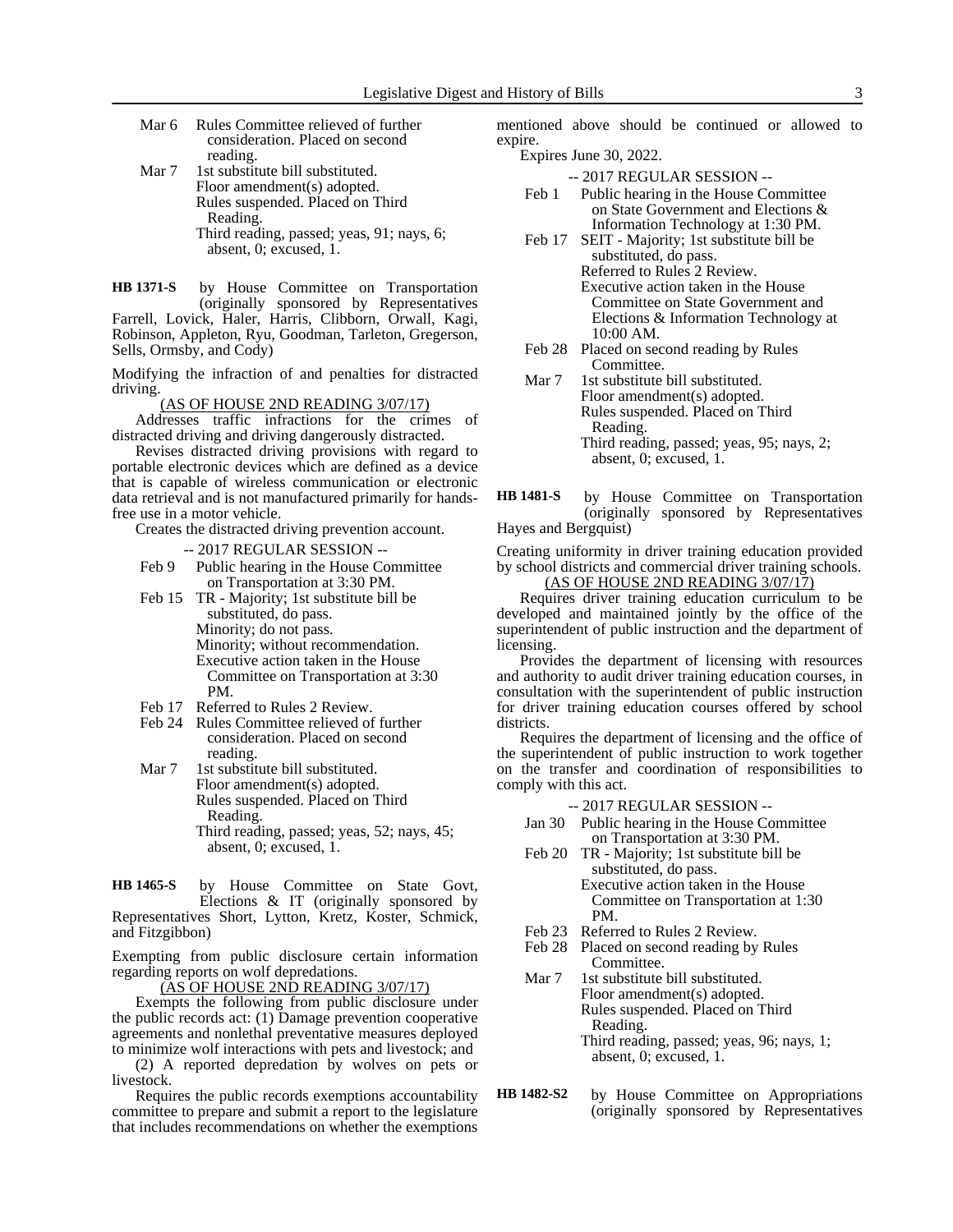Mar 6 Rules Committee relieved of further consideration. Placed on second reading.

Mar 7 1st substitute bill substituted.
Floor amendment(s) adopted.
Rules suspended. Placed on Third Reading.
Third reading, passed; yeas, 91; nays, 6; absent, 0; excused, 1.

**HB 1371-S** by House Committee on Transportation (originally sponsored by Representatives Farrell, Lovick, Haler, Harris, Clibborn, Orwall, Kagi, Robinson, Appleton, Ryu, Goodman, Tarleton, Gregerson, Sells, Ormsby, and Cody)

Modifying the infraction of and penalties for distracted driving.

(AS OF HOUSE 2ND READING 3/07/17)

Addresses traffic infractions for the crimes of distracted driving and driving dangerously distracted.

Revises distracted driving provisions with regard to portable electronic devices which are defined as a device that is capable of wireless communication or electronic data retrieval and is not manufactured primarily for hands-free use in a motor vehicle.

Creates the distracted driving prevention account.

-- 2017 REGULAR SESSION --

Feb 9 Public hearing in the House Committee on Transportation at 3:30 PM.

Feb 15 TR - Majority; 1st substitute bill be substituted, do pass.
Minority; do not pass.
Minority; without recommendation.
Executive action taken in the House Committee on Transportation at 3:30 PM.

Feb 17 Referred to Rules 2 Review.

Feb 24 Rules Committee relieved of further consideration. Placed on second reading.

Mar 7 1st substitute bill substituted.
Floor amendment(s) adopted.
Rules suspended. Placed on Third Reading.
Third reading, passed; yeas, 52; nays, 45; absent, 0; excused, 1.

**HB 1465-S** by House Committee on State Govt, Elections & IT (originally sponsored by Representatives Short, Lytton, Kretz, Koster, Schmick, and Fitzgibbon)

Exempting from public disclosure certain information regarding reports on wolf depredations.

(AS OF HOUSE 2ND READING 3/07/17)

Exempts the following from public disclosure under the public records act: (1) Damage prevention cooperative agreements and nonlethal preventative measures deployed to minimize wolf interactions with pets and livestock; and

(2) A reported depredation by wolves on pets or livestock.

Requires the public records exemptions accountability committee to prepare and submit a report to the legislature that includes recommendations on whether the exemptions mentioned above should be continued or allowed to expire.

Expires June 30, 2022.

-- 2017 REGULAR SESSION --

Feb 1 Public hearing in the House Committee on State Government and Elections & Information Technology at 1:30 PM.

Feb 17 SEIT - Majority; 1st substitute bill be substituted, do pass.
Referred to Rules 2 Review.
Executive action taken in the House Committee on State Government and Elections & Information Technology at 10:00 AM.

Feb 28 Placed on second reading by Rules Committee.

Mar 7 1st substitute bill substituted.
Floor amendment(s) adopted.
Rules suspended. Placed on Third Reading.
Third reading, passed; yeas, 95; nays, 2; absent, 0; excused, 1.

**HB 1481-S** by House Committee on Transportation (originally sponsored by Representatives Hayes and Bergquist)

Creating uniformity in driver training education provided by school districts and commercial driver training schools.

(AS OF HOUSE 2ND READING 3/07/17)

Requires driver training education curriculum to be developed and maintained jointly by the office of the superintendent of public instruction and the department of licensing.

Provides the department of licensing with resources and authority to audit driver training education courses, in consultation with the superintendent of public instruction for driver training education courses offered by school districts.

Requires the department of licensing and the office of the superintendent of public instruction to work together on the transfer and coordination of responsibilities to comply with this act.

-- 2017 REGULAR SESSION --

Jan 30 Public hearing in the House Committee on Transportation at 3:30 PM.

Feb 20 TR - Majority; 1st substitute bill be substituted, do pass.
Executive action taken in the House Committee on Transportation at 1:30 PM.

Feb 23 Referred to Rules 2 Review.

Feb 28 Placed on second reading by Rules Committee.

Mar 7 1st substitute bill substituted.
Floor amendment(s) adopted.
Rules suspended. Placed on Third Reading.
Third reading, passed; yeas, 96; nays, 1; absent, 0; excused, 1.

**HB 1482-S2** by House Committee on Appropriations (originally sponsored by Representatives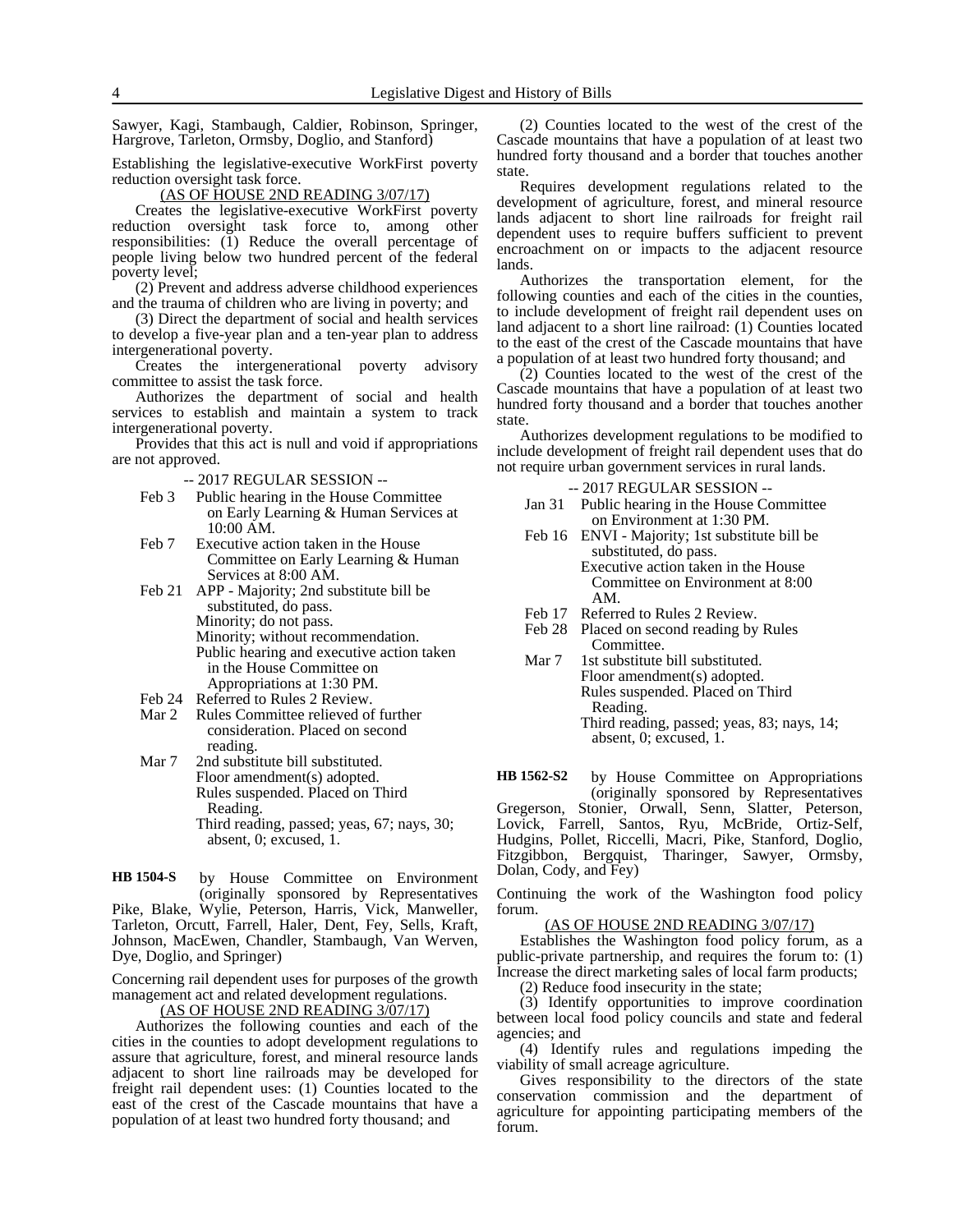Sawyer, Kagi, Stambaugh, Caldier, Robinson, Springer, Hargrove, Tarleton, Ormsby, Doglio, and Stanford)

Establishing the legislative-executive WorkFirst poverty reduction oversight task force.

(AS OF HOUSE 2ND READING 3/07/17)

Creates the legislative-executive WorkFirst poverty reduction oversight task force to, among other responsibilities: (1) Reduce the overall percentage of people living below two hundred percent of the federal poverty level;

(2) Prevent and address adverse childhood experiences and the trauma of children who are living in poverty; and

(3) Direct the department of social and health services to develop a five-year plan and a ten-year plan to address intergenerational poverty.

Creates the intergenerational poverty advisory committee to assist the task force.

Authorizes the department of social and health services to establish and maintain a system to track intergenerational poverty.

Provides that this act is null and void if appropriations are not approved.

-- 2017 REGULAR SESSION --

- Feb 3 Public hearing in the House Committee on Early Learning & Human Services at 10:00 AM.
- Feb 7 Executive action taken in the House Committee on Early Learning & Human Services at 8:00 AM.
- Feb 21 APP - Majority; 2nd substitute bill be substituted, do pass.
  Minority; do not pass.
  Minority; without recommendation.
  Public hearing and executive action taken in the House Committee on Appropriations at 1:30 PM.
- Feb 24 Referred to Rules 2 Review.
- Mar 2 Rules Committee relieved of further consideration. Placed on second reading.
- Mar 7 2nd substitute bill substituted.
  Floor amendment(s) adopted.
  Rules suspended. Placed on Third Reading.
  Third reading, passed; yeas, 67; nays, 30; absent, 0; excused, 1.

**HB 1504-S** by House Committee on Environment (originally sponsored by Representatives Pike, Blake, Wylie, Peterson, Harris, Vick, Manweller, Tarleton, Orcutt, Farrell, Haler, Dent, Fey, Sells, Kraft, Johnson, MacEwen, Chandler, Stambaugh, Van Werven, Dye, Doglio, and Springer)

Concerning rail dependent uses for purposes of the growth management act and related development regulations.

(AS OF HOUSE 2ND READING 3/07/17)

Authorizes the following counties and each of the cities in the counties to adopt development regulations to assure that agriculture, forest, and mineral resource lands adjacent to short line railroads may be developed for freight rail dependent uses: (1) Counties located to the east of the crest of the Cascade mountains that have a population of at least two hundred forty thousand; and

(2) Counties located to the west of the crest of the Cascade mountains that have a population of at least two hundred forty thousand and a border that touches another state.

Requires development regulations related to the development of agriculture, forest, and mineral resource lands adjacent to short line railroads for freight rail dependent uses to require buffers sufficient to prevent encroachment on or impacts to the adjacent resource lands.

Authorizes the transportation element, for the following counties and each of the cities in the counties, to include development of freight rail dependent uses on land adjacent to a short line railroad: (1) Counties located to the east of the crest of the Cascade mountains that have a population of at least two hundred forty thousand; and

(2) Counties located to the west of the crest of the Cascade mountains that have a population of at least two hundred forty thousand and a border that touches another state.

Authorizes development regulations to be modified to include development of freight rail dependent uses that do not require urban government services in rural lands.

-- 2017 REGULAR SESSION --

- Jan 31 Public hearing in the House Committee on Environment at 1:30 PM.
- Feb 16 ENVI - Majority; 1st substitute bill be substituted, do pass.
  Executive action taken in the House Committee on Environment at 8:00 AM.
- Feb 17 Referred to Rules 2 Review.
- Feb 28 Placed on second reading by Rules Committee.
- Mar 7 1st substitute bill substituted.
  Floor amendment(s) adopted.
  Rules suspended. Placed on Third Reading.
  Third reading, passed; yeas, 83; nays, 14; absent, 0; excused, 1.

**HB 1562-S2** by House Committee on Appropriations (originally sponsored by Representatives Gregerson, Stonier, Orwall, Senn, Slatter, Peterson, Lovick, Farrell, Santos, Ryu, McBride, Ortiz-Self, Hudgins, Pollet, Riccelli, Macri, Pike, Stanford, Doglio, Fitzgibbon, Bergquist, Tharinger, Sawyer, Ormsby, Dolan, Cody, and Fey)

Continuing the work of the Washington food policy forum.

(AS OF HOUSE 2ND READING 3/07/17)

Establishes the Washington food policy forum, as a public-private partnership, and requires the forum to: (1) Increase the direct marketing sales of local farm products;

(2) Reduce food insecurity in the state;

(3) Identify opportunities to improve coordination between local food policy councils and state and federal agencies; and

(4) Identify rules and regulations impeding the viability of small acreage agriculture.

Gives responsibility to the directors of the state conservation commission and the department of agriculture for appointing participating members of the forum.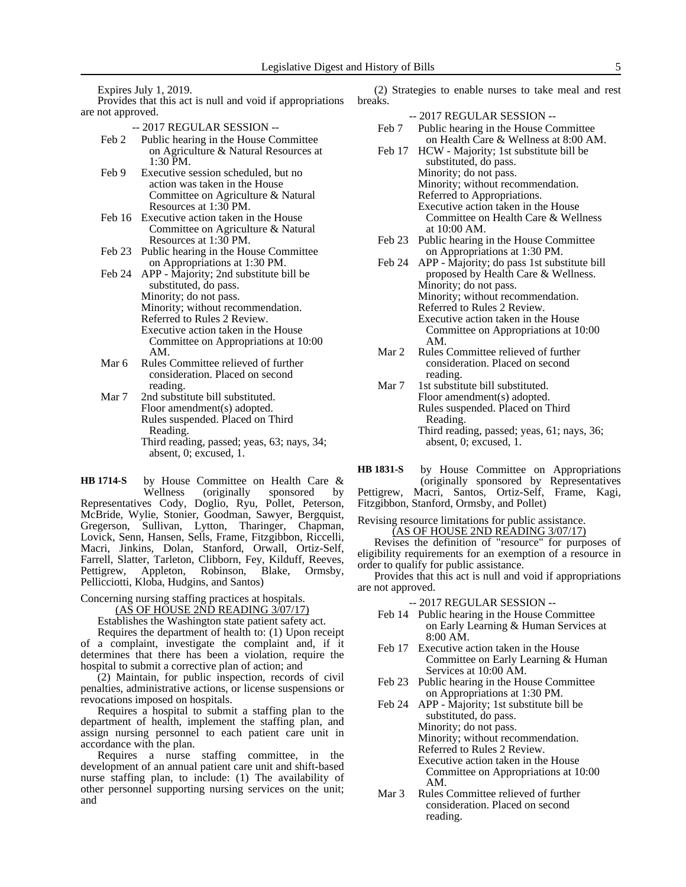Expires July 1, 2019.

Provides that this act is null and void if appropriations are not approved.

-- 2017 REGULAR SESSION --

Feb 2 Public hearing in the House Committee on Agriculture & Natural Resources at 1:30 PM.

Feb 9 Executive session scheduled, but no action was taken in the House Committee on Agriculture & Natural Resources at 1:30 PM.

Feb 16 Executive action taken in the House Committee on Agriculture & Natural Resources at 1:30 PM.

Feb 23 Public hearing in the House Committee on Appropriations at 1:30 PM.

Feb 24 APP - Majority; 2nd substitute bill be substituted, do pass.
Minority; do not pass.
Minority; without recommendation.
Referred to Rules 2 Review.
Executive action taken in the House Committee on Appropriations at 10:00 AM.

Mar 6 Rules Committee relieved of further consideration. Placed on second reading.

Mar 7 2nd substitute bill substituted.
Floor amendment(s) adopted.
Rules suspended. Placed on Third Reading.
Third reading, passed; yeas, 63; nays, 34; absent, 0; excused, 1.

**HB 1714-S** by House Committee on Health Care & Wellness (originally sponsored by Representatives Cody, Doglio, Ryu, Pollet, Peterson, McBride, Wylie, Stonier, Goodman, Sawyer, Bergquist, Gregerson, Sullivan, Lytton, Tharinger, Chapman, Lovick, Senn, Hansen, Sells, Frame, Fitzgibbon, Riccelli, Macri, Jinkins, Dolan, Stanford, Orwall, Ortiz-Self, Farrell, Slatter, Tarleton, Clibborn, Fey, Kilduff, Reeves, Pettigrew, Appleton, Robinson, Blake, Ormsby, Pellicciotti, Kloba, Hudgins, and Santos)

Concerning nursing staffing practices at hospitals.

(AS OF HOUSE 2ND READING 3/07/17)

Establishes the Washington state patient safety act.

Requires the department of health to: (1) Upon receipt of a complaint, investigate the complaint and, if it determines that there has been a violation, require the hospital to submit a corrective plan of action; and

(2) Maintain, for public inspection, records of civil penalties, administrative actions, or license suspensions or revocations imposed on hospitals.

Requires a hospital to submit a staffing plan to the department of health, implement the staffing plan, and assign nursing personnel to each patient care unit in accordance with the plan.

Requires a nurse staffing committee, in the development of an annual patient care unit and shift-based nurse staffing plan, to include: (1) The availability of other personnel supporting nursing services on the unit; and

(2) Strategies to enable nurses to take meal and rest breaks.

-- 2017 REGULAR SESSION --

Feb 7 Public hearing in the House Committee on Health Care & Wellness at 8:00 AM.

Feb 17 HCW - Majority; 1st substitute bill be substituted, do pass.
Minority; do not pass.
Minority; without recommendation.
Referred to Appropriations.
Executive action taken in the House Committee on Health Care & Wellness at 10:00 AM.

Feb 23 Public hearing in the House Committee on Appropriations at 1:30 PM.

Feb 24 APP - Majority; do pass 1st substitute bill proposed by Health Care & Wellness.
Minority; do not pass.
Minority; without recommendation.
Referred to Rules 2 Review.
Executive action taken in the House Committee on Appropriations at 10:00 AM.

Mar 2 Rules Committee relieved of further consideration. Placed on second reading.

Mar 7 1st substitute bill substituted.
Floor amendment(s) adopted.
Rules suspended. Placed on Third Reading.
Third reading, passed; yeas, 61; nays, 36; absent, 0; excused, 1.

**HB 1831-S** by House Committee on Appropriations (originally sponsored by Representatives Pettigrew, Macri, Santos, Ortiz-Self, Frame, Kagi, Fitzgibbon, Stanford, Ormsby, and Pollet)

Revising resource limitations for public assistance.

(AS OF HOUSE 2ND READING 3/07/17)

Revises the definition of "resource" for purposes of eligibility requirements for an exemption of a resource in order to qualify for public assistance.

Provides that this act is null and void if appropriations are not approved.

-- 2017 REGULAR SESSION --

Feb 14 Public hearing in the House Committee on Early Learning & Human Services at 8:00 AM.

Feb 17 Executive action taken in the House Committee on Early Learning & Human Services at 10:00 AM.

Feb 23 Public hearing in the House Committee on Appropriations at 1:30 PM.

Feb 24 APP - Majority; 1st substitute bill be substituted, do pass.
Minority; do not pass.
Minority; without recommendation.
Referred to Rules 2 Review.
Executive action taken in the House Committee on Appropriations at 10:00 AM.

Mar 3 Rules Committee relieved of further consideration. Placed on second reading.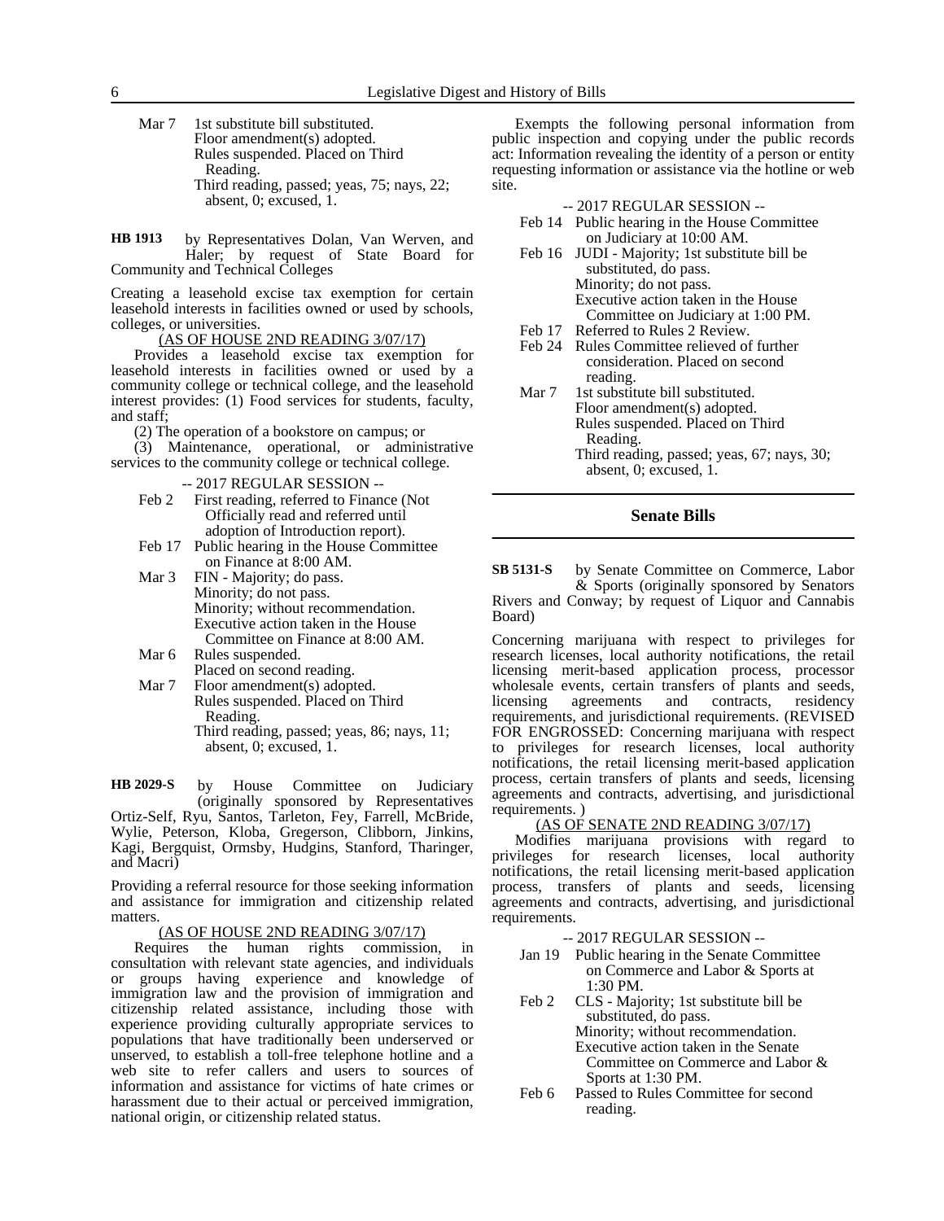Mar 7 1st substitute bill substituted.
Floor amendment(s) adopted.
Rules suspended. Placed on Third Reading.
Third reading, passed; yeas, 75; nays, 22; absent, 0; excused, 1.

**HB 1913** by Representatives Dolan, Van Werven, and Haler; by request of State Board for Community and Technical Colleges

Creating a leasehold excise tax exemption for certain leasehold interests in facilities owned or used by schools, colleges, or universities.

(AS OF HOUSE 2ND READING 3/07/17)

Provides a leasehold excise tax exemption for leasehold interests in facilities owned or used by a community college or technical college, and the leasehold interest provides: (1) Food services for students, faculty, and staff;

(2) The operation of a bookstore on campus; or

(3) Maintenance, operational, or administrative services to the community college or technical college.

-- 2017 REGULAR SESSION --

Feb 2 First reading, referred to Finance (Not Officially read and referred until adoption of Introduction report).
Feb 17 Public hearing in the House Committee on Finance at 8:00 AM.
Mar 3 FIN - Majority; do pass.
Minority; do not pass.
Minority; without recommendation.
Executive action taken in the House Committee on Finance at 8:00 AM.
Mar 6 Rules suspended.
Placed on second reading.
Mar 7 Floor amendment(s) adopted.
Rules suspended. Placed on Third Reading.
Third reading, passed; yeas, 86; nays, 11; absent, 0; excused, 1.

**HB 2029-S** by House Committee on Judiciary (originally sponsored by Representatives Ortiz-Self, Ryu, Santos, Tarleton, Fey, Farrell, McBride, Wylie, Peterson, Kloba, Gregerson, Clibborn, Jinkins, Kagi, Bergquist, Ormsby, Hudgins, Stanford, Tharinger, and Macri)

Providing a referral resource for those seeking information and assistance for immigration and citizenship related matters.

(AS OF HOUSE 2ND READING 3/07/17)

Requires the human rights commission, in consultation with relevant state agencies, and individuals or groups having experience and knowledge of immigration law and the provision of immigration and citizenship related assistance, including those with experience providing culturally appropriate services to populations that have traditionally been underserved or unserved, to establish a toll-free telephone hotline and a web site to refer callers and users to sources of information and assistance for victims of hate crimes or harassment due to their actual or perceived immigration, national origin, or citizenship related status.

Exempts the following personal information from public inspection and copying under the public records act: Information revealing the identity of a person or entity requesting information or assistance via the hotline or web site.

-- 2017 REGULAR SESSION --

Feb 14 Public hearing in the House Committee on Judiciary at 10:00 AM.
Feb 16 JUDI - Majority; 1st substitute bill be substituted, do pass.
Minority; do not pass.
Executive action taken in the House Committee on Judiciary at 1:00 PM.
Feb 17 Referred to Rules 2 Review.
Feb 24 Rules Committee relieved of further consideration. Placed on second reading.
Mar 7 1st substitute bill substituted.
Floor amendment(s) adopted.
Rules suspended. Placed on Third Reading.
Third reading, passed; yeas, 67; nays, 30; absent, 0; excused, 1.

## Senate Bills

**SB 5131-S** by Senate Committee on Commerce, Labor & Sports (originally sponsored by Senators Rivers and Conway; by request of Liquor and Cannabis Board)

Concerning marijuana with respect to privileges for research licenses, local authority notifications, the retail licensing merit-based application process, processor wholesale events, certain transfers of plants and seeds, licensing agreements and contracts, residency requirements, and jurisdictional requirements. (REVISED FOR ENGROSSED: Concerning marijuana with respect to privileges for research licenses, local authority notifications, the retail licensing merit-based application process, certain transfers of plants and seeds, licensing agreements and contracts, advertising, and jurisdictional requirements. )

(AS OF SENATE 2ND READING 3/07/17)

Modifies marijuana provisions with regard to privileges for research licenses, local authority notifications, the retail licensing merit-based application process, transfers of plants and seeds, licensing agreements and contracts, advertising, and jurisdictional requirements.

-- 2017 REGULAR SESSION --

Jan 19 Public hearing in the Senate Committee on Commerce and Labor & Sports at 1:30 PM.
Feb 2 CLS - Majority; 1st substitute bill be substituted, do pass.
Minority; without recommendation.
Executive action taken in the Senate Committee on Commerce and Labor & Sports at 1:30 PM.
Feb 6 Passed to Rules Committee for second reading.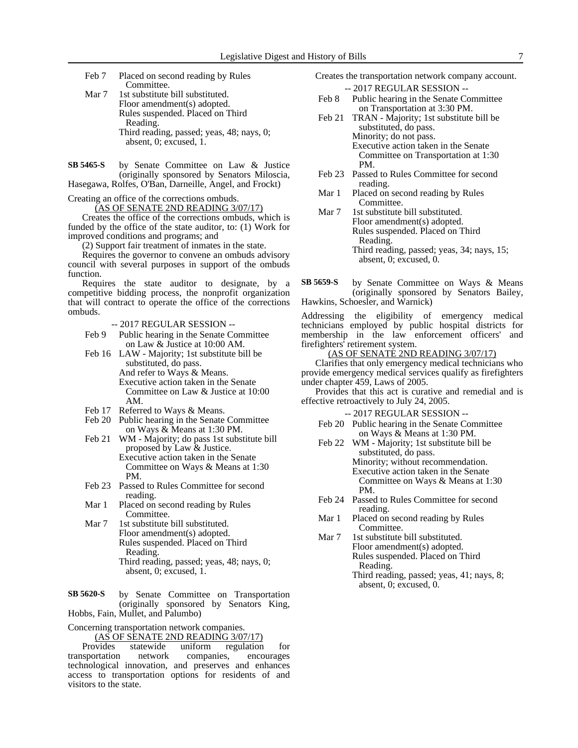Feb 7 Placed on second reading by Rules Committee.
Mar 7 1st substitute bill substituted.
Floor amendment(s) adopted.
Rules suspended. Placed on Third Reading.
Third reading, passed; yeas, 48; nays, 0; absent, 0; excused, 1.

**SB 5465-S** by Senate Committee on Law & Justice (originally sponsored by Senators Miloscia, Hasegawa, Rolfes, O'Ban, Darneille, Angel, and Frockt)

Creating an office of the corrections ombuds.

(AS OF SENATE 2ND READING 3/07/17)

Creates the office of the corrections ombuds, which is funded by the office of the state auditor, to: (1) Work for improved conditions and programs; and

(2) Support fair treatment of inmates in the state.

Requires the governor to convene an ombuds advisory council with several purposes in support of the ombuds function.

Requires the state auditor to designate, by a competitive bidding process, the nonprofit organization that will contract to operate the office of the corrections ombuds.

-- 2017 REGULAR SESSION --

Feb 9 Public hearing in the Senate Committee on Law & Justice at 10:00 AM.
Feb 16 LAW - Majority; 1st substitute bill be substituted, do pass.
And refer to Ways & Means.
Executive action taken in the Senate Committee on Law & Justice at 10:00 AM.
Feb 17 Referred to Ways & Means.
Feb 20 Public hearing in the Senate Committee on Ways & Means at 1:30 PM.
Feb 21 WM - Majority; do pass 1st substitute bill proposed by Law & Justice.
Executive action taken in the Senate Committee on Ways & Means at 1:30 PM.
Feb 23 Passed to Rules Committee for second reading.
Mar 1 Placed on second reading by Rules Committee.
Mar 7 1st substitute bill substituted.
Floor amendment(s) adopted.
Rules suspended. Placed on Third Reading.
Third reading, passed; yeas, 48; nays, 0; absent, 0; excused, 1.

**SB 5620-S** by Senate Committee on Transportation (originally sponsored by Senators King, Hobbs, Fain, Mullet, and Palumbo)

Concerning transportation network companies.

(AS OF SENATE 2ND READING 3/07/17)

Provides statewide uniform regulation for transportation network companies, encourages technological innovation, and preserves and enhances access to transportation options for residents of and visitors to the state.

Creates the transportation network company account.

-- 2017 REGULAR SESSION --

Feb 8 Public hearing in the Senate Committee on Transportation at 3:30 PM.
Feb 21 TRAN - Majority; 1st substitute bill be substituted, do pass.
Minority; do not pass.
Executive action taken in the Senate Committee on Transportation at 1:30 PM.
Feb 23 Passed to Rules Committee for second reading.
Mar 1 Placed on second reading by Rules Committee.
Mar 7 1st substitute bill substituted.
Floor amendment(s) adopted.
Rules suspended. Placed on Third Reading.
Third reading, passed; yeas, 34; nays, 15; absent, 0; excused, 0.

**SB 5659-S** by Senate Committee on Ways & Means (originally sponsored by Senators Bailey, Hawkins, Schoesler, and Warnick)

Addressing the eligibility of emergency medical technicians employed by public hospital districts for membership in the law enforcement officers' and firefighters' retirement system.

(AS OF SENATE 2ND READING 3/07/17)

Clarifies that only emergency medical technicians who provide emergency medical services qualify as firefighters under chapter 459, Laws of 2005.

Provides that this act is curative and remedial and is effective retroactively to July 24, 2005.

-- 2017 REGULAR SESSION --

Feb 20 Public hearing in the Senate Committee on Ways & Means at 1:30 PM.
Feb 22 WM - Majority; 1st substitute bill be substituted, do pass.
Minority; without recommendation.
Executive action taken in the Senate Committee on Ways & Means at 1:30 PM.
Feb 24 Passed to Rules Committee for second reading.
Mar 1 Placed on second reading by Rules Committee.
Mar 7 1st substitute bill substituted.
Floor amendment(s) adopted.
Rules suspended. Placed on Third Reading.
Third reading, passed; yeas, 41; nays, 8; absent, 0; excused, 0.